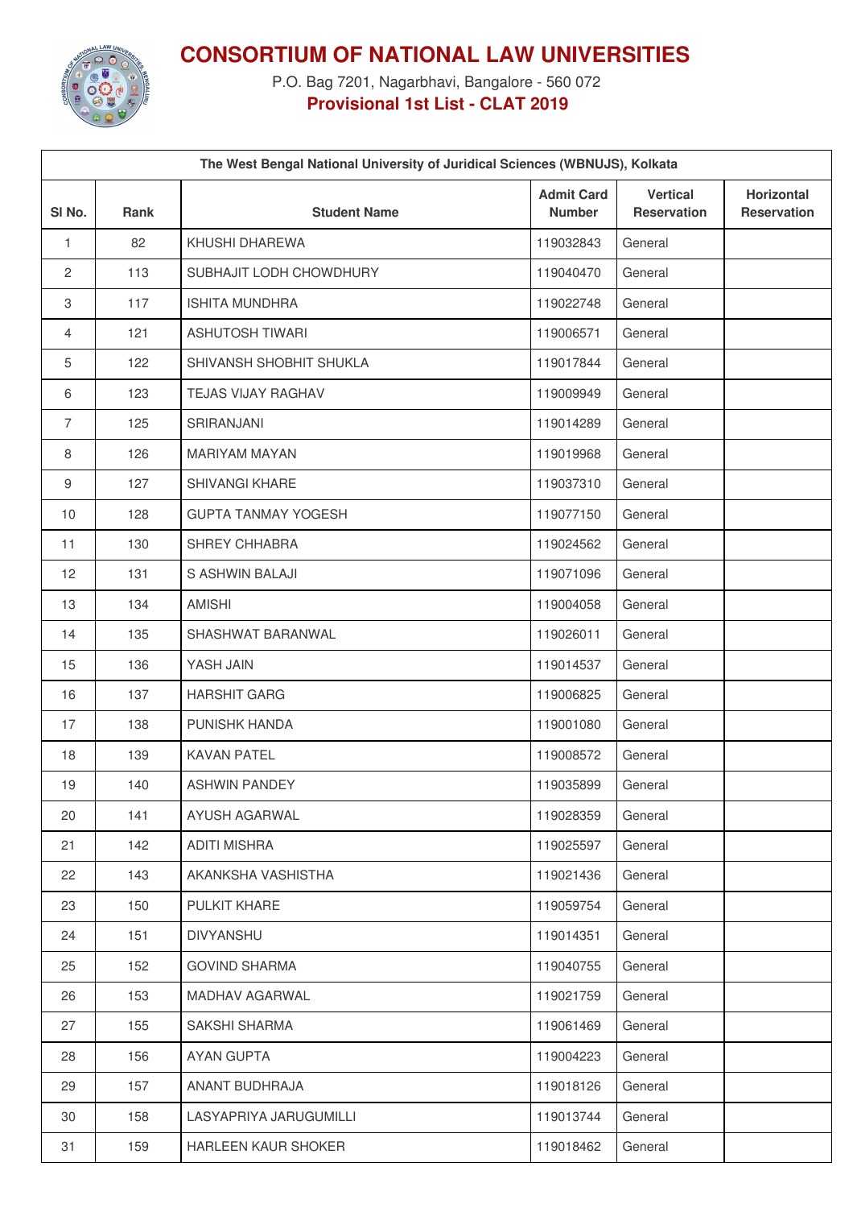# CONSORTIUM OF NATIONAL LAW UNIVERSITIES

P.O. Bag 7201, Nagarbhavi, Bangalore - 560 072

**Provisional 1st List - CLAT 2019**

| The West Bengal National University of Juridical Sciences (WBNUJS), Kolkata | | | | | |
|---|---|---|---|---|---|
| Sl No. | Rank | Student Name | Admit Card Number | Vertical Reservation | Horizontal Reservation |
| 1 | 82 | KHUSHI DHAREWA | 119032843 | General | |
| 2 | 113 | SUBHAJIT LODH CHOWDHURY | 119040470 | General | |
| 3 | 117 | ISHITA MUNDHRA | 119022748 | General | |
| 4 | 121 | ASHUTOSH TIWARI | 119006571 | General | |
| 5 | 122 | SHIVANSH SHOBHIT SHUKLA | 119017844 | General | |
| 6 | 123 | TEJAS VIJAY RAGHAV | 119009949 | General | |
| 7 | 125 | SRIRANJANI | 119014289 | General | |
| 8 | 126 | MARIYAM MAYAN | 119019968 | General | |
| 9 | 127 | SHIVANGI KHARE | 119037310 | General | |
| 10 | 128 | GUPTA TANMAY YOGESH | 119077150 | General | |
| 11 | 130 | SHREY CHHABRA | 119024562 | General | |
| 12 | 131 | S ASHWIN BALAJI | 119071096 | General | |
| 13 | 134 | AMISHI | 119004058 | General | |
| 14 | 135 | SHASHWAT BARANWAL | 119026011 | General | |
| 15 | 136 | YASH JAIN | 119014537 | General | |
| 16 | 137 | HARSHIT GARG | 119006825 | General | |
| 17 | 138 | PUNISHK HANDA | 119001080 | General | |
| 18 | 139 | KAVAN PATEL | 119008572 | General | |
| 19 | 140 | ASHWIN PANDEY | 119035899 | General | |
| 20 | 141 | AYUSH AGARWAL | 119028359 | General | |
| 21 | 142 | ADITI MISHRA | 119025597 | General | |
| 22 | 143 | AKANKSHA VASHISTHA | 119021436 | General | |
| 23 | 150 | PULKIT KHARE | 119059754 | General | |
| 24 | 151 | DIVYANSHU | 119014351 | General | |
| 25 | 152 | GOVIND SHARMA | 119040755 | General | |
| 26 | 153 | MADHAV AGARWAL | 119021759 | General | |
| 27 | 155 | SAKSHI SHARMA | 119061469 | General | |
| 28 | 156 | AYAN GUPTA | 119004223 | General | |
| 29 | 157 | ANANT BUDHRAJA | 119018126 | General | |
| 30 | 158 | LASYAPRIYA JARUGUMILLI | 119013744 | General | |
| 31 | 159 | HARLEEN KAUR SHOKER | 119018462 | General | |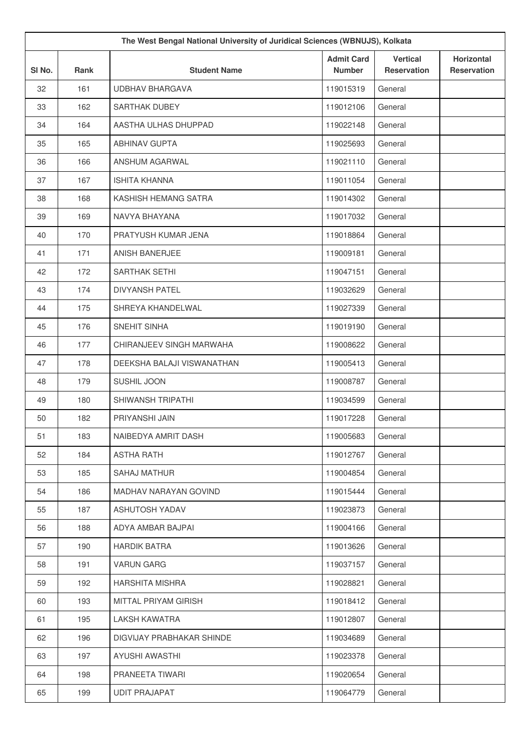| The West Bengal National University of Juridical Sciences (WBNUJS), Kolkata | | | | | |
|---|---|---|---|---|---|
| Sl No. | Rank | Student Name | Admit Card Number | Vertical Reservation | Horizontal Reservation |
| 32 | 161 | UDBHAV BHARGAVA | 119015319 | General | |
| 33 | 162 | SARTHAK DUBEY | 119012106 | General | |
| 34 | 164 | AASTHA ULHAS DHUPPAD | 119022148 | General | |
| 35 | 165 | ABHINAV GUPTA | 119025693 | General | |
| 36 | 166 | ANSHUM AGARWAL | 119021110 | General | |
| 37 | 167 | ISHITA KHANNA | 119011054 | General | |
| 38 | 168 | KASHISH HEMANG SATRA | 119014302 | General | |
| 39 | 169 | NAVYA BHAYANA | 119017032 | General | |
| 40 | 170 | PRATYUSH KUMAR JENA | 119018864 | General | |
| 41 | 171 | ANISH BANERJEE | 119009181 | General | |
| 42 | 172 | SARTHAK SETHI | 119047151 | General | |
| 43 | 174 | DIVYANSH PATEL | 119032629 | General | |
| 44 | 175 | SHREYA KHANDELWAL | 119027339 | General | |
| 45 | 176 | SNEHIT SINHA | 119019190 | General | |
| 46 | 177 | CHIRANJEEV SINGH MARWAHA | 119008622 | General | |
| 47 | 178 | DEEKSHA BALAJI VISWANATHAN | 119005413 | General | |
| 48 | 179 | SUSHIL JOON | 119008787 | General | |
| 49 | 180 | SHIWANSH TRIPATHI | 119034599 | General | |
| 50 | 182 | PRIYANSHI JAIN | 119017228 | General | |
| 51 | 183 | NAIBEDYA AMRIT DASH | 119005683 | General | |
| 52 | 184 | ASTHA RATH | 119012767 | General | |
| 53 | 185 | SAHAJ MATHUR | 119004854 | General | |
| 54 | 186 | MADHAV NARAYAN GOVIND | 119015444 | General | |
| 55 | 187 | ASHUTOSH YADAV | 119023873 | General | |
| 56 | 188 | ADYA AMBAR BAJPAI | 119004166 | General | |
| 57 | 190 | HARDIK BATRA | 119013626 | General | |
| 58 | 191 | VARUN GARG | 119037157 | General | |
| 59 | 192 | HARSHITA MISHRA | 119028821 | General | |
| 60 | 193 | MITTAL PRIYAM GIRISH | 119018412 | General | |
| 61 | 195 | LAKSH KAWATRA | 119012807 | General | |
| 62 | 196 | DIGVIJAY PRABHAKAR SHINDE | 119034689 | General | |
| 63 | 197 | AYUSHI AWASTHI | 119023378 | General | |
| 64 | 198 | PRANEETA TIWARI | 119020654 | General | |
| 65 | 199 | UDIT PRAJAPAT | 119064779 | General | |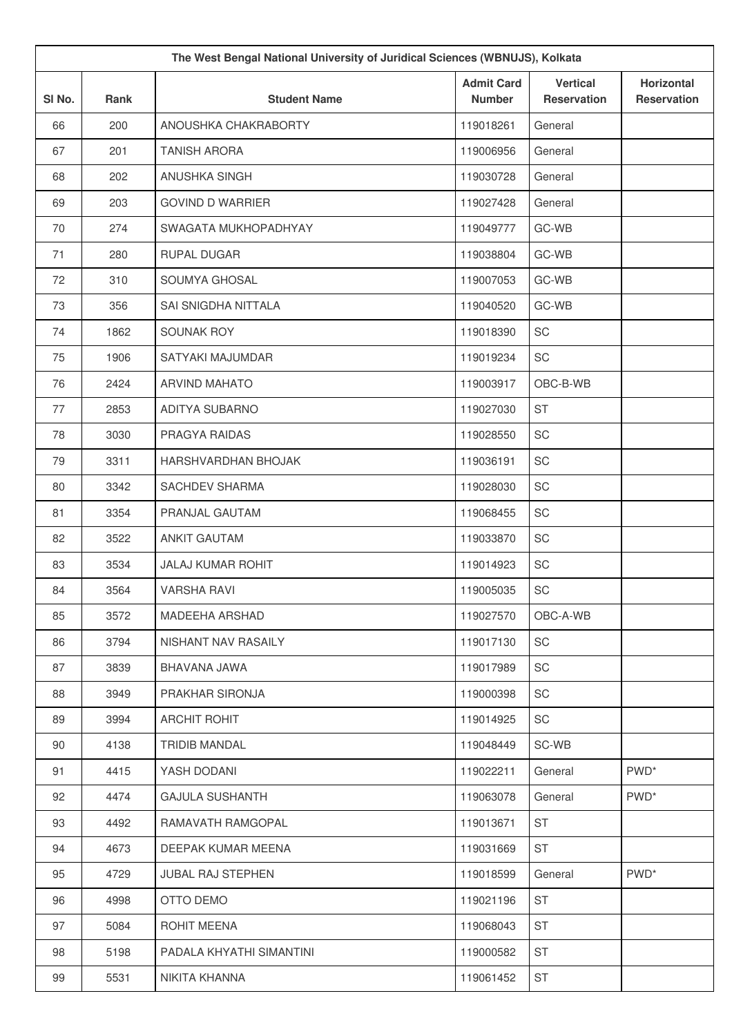| The West Bengal National University of Juridical Sciences (WBNUJS), Kolkata | | | | | |
|---|---|---|---|---|---|
| Sl No. | Rank | Student Name | Admit Card Number | Vertical Reservation | Horizontal Reservation |
| 66 | 200 | ANOUSHKA CHAKRABORTY | 119018261 | General | |
| 67 | 201 | TANISH ARORA | 119006956 | General | |
| 68 | 202 | ANUSHKA SINGH | 119030728 | General | |
| 69 | 203 | GOVIND D WARRIER | 119027428 | General | |
| 70 | 274 | SWAGATA MUKHOPADHYAY | 119049777 | GC-WB | |
| 71 | 280 | RUPAL DUGAR | 119038804 | GC-WB | |
| 72 | 310 | SOUMYA GHOSAL | 119007053 | GC-WB | |
| 73 | 356 | SAI SNIGDHA NITTALA | 119040520 | GC-WB | |
| 74 | 1862 | SOUNAK ROY | 119018390 | SC | |
| 75 | 1906 | SATYAKI MAJUMDAR | 119019234 | SC | |
| 76 | 2424 | ARVIND MAHATO | 119003917 | OBC-B-WB | |
| 77 | 2853 | ADITYA SUBARNO | 119027030 | ST | |
| 78 | 3030 | PRAGYA RAIDAS | 119028550 | SC | |
| 79 | 3311 | HARSHVARDHAN BHOJAK | 119036191 | SC | |
| 80 | 3342 | SACHDEV SHARMA | 119028030 | SC | |
| 81 | 3354 | PRANJAL GAUTAM | 119068455 | SC | |
| 82 | 3522 | ANKIT GAUTAM | 119033870 | SC | |
| 83 | 3534 | JALAJ KUMAR ROHIT | 119014923 | SC | |
| 84 | 3564 | VARSHA RAVI | 119005035 | SC | |
| 85 | 3572 | MADEEHA ARSHAD | 119027570 | OBC-A-WB | |
| 86 | 3794 | NISHANT NAV RASAILY | 119017130 | SC | |
| 87 | 3839 | BHAVANA JAWA | 119017989 | SC | |
| 88 | 3949 | PRAKHAR SIRONJA | 119000398 | SC | |
| 89 | 3994 | ARCHIT ROHIT | 119014925 | SC | |
| 90 | 4138 | TRIDIB MANDAL | 119048449 | SC-WB | |
| 91 | 4415 | YASH DODANI | 119022211 | General | PWD* |
| 92 | 4474 | GAJULA SUSHANTH | 119063078 | General | PWD* |
| 93 | 4492 | RAMAVATH RAMGOPAL | 119013671 | ST | |
| 94 | 4673 | DEEPAK KUMAR MEENA | 119031669 | ST | |
| 95 | 4729 | JUBAL RAJ STEPHEN | 119018599 | General | PWD* |
| 96 | 4998 | OTTO DEMO | 119021196 | ST | |
| 97 | 5084 | ROHIT MEENA | 119068043 | ST | |
| 98 | 5198 | PADALA KHYATHI SIMANTINI | 119000582 | ST | |
| 99 | 5531 | NIKITA KHANNA | 119061452 | ST | |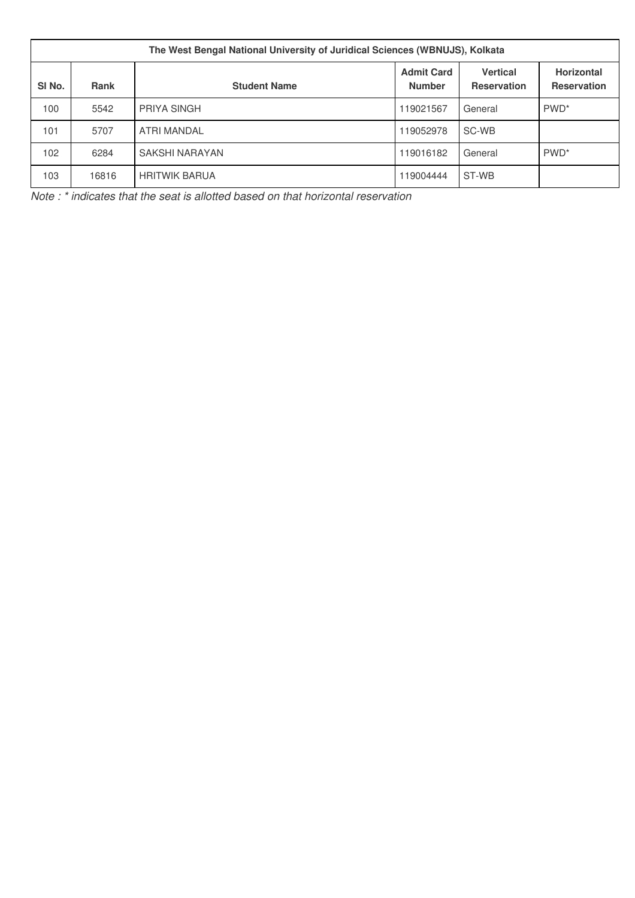| The West Bengal National University of Juridical Sciences (WBNUJS), Kolkata | | | | | |
|---|---|---|---|---|---|
| Sl No. | Rank | Student Name | Admit Card Number | Vertical Reservation | Horizontal Reservation |
| 100 | 5542 | PRIYA SINGH | 119021567 | General | PWD* |
| 101 | 5707 | ATRI MANDAL | 119052978 | SC-WB | |
| 102 | 6284 | SAKSHI NARAYAN | 119016182 | General | PWD* |
| 103 | 16816 | HRITWIK BARUA | 119004444 | ST-WB | |

*Note : * indicates that the seat is allotted based on that horizontal reservation*